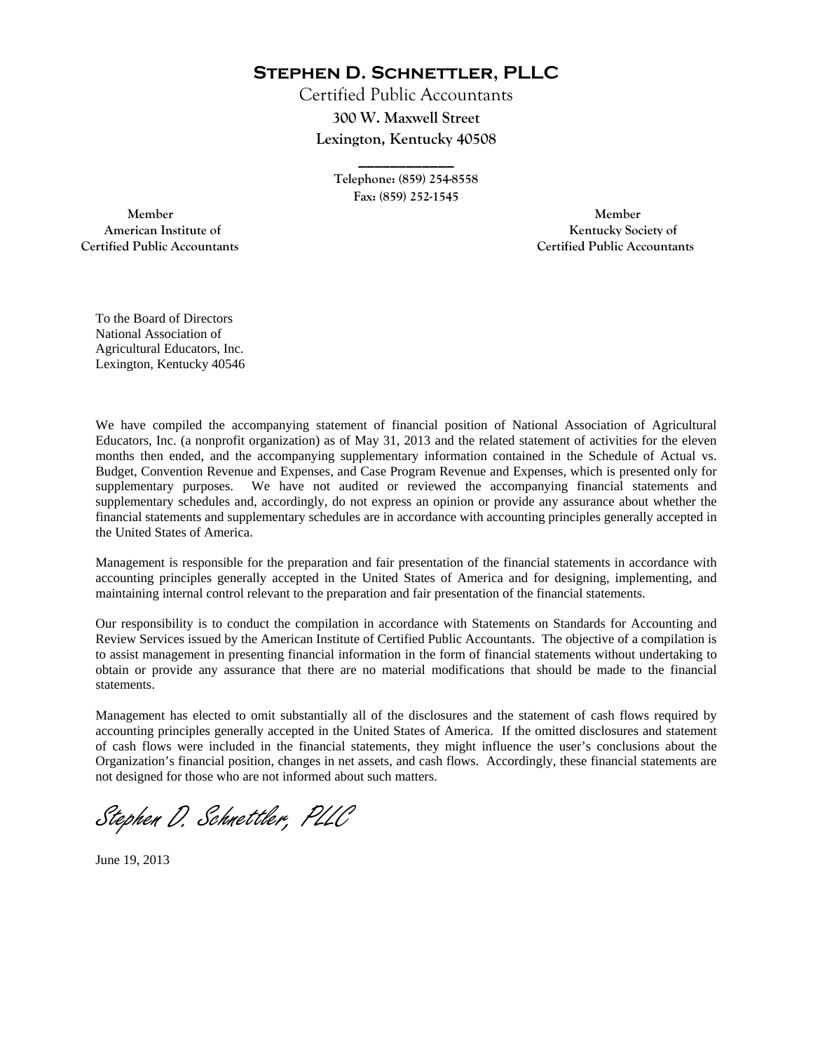# Stephen D. Schnettler, PLLC

Certified Public Accountants
300 W. Maxwell Street
Lexington, Kentucky 40508

Telephone: (859) 254-8558
Fax: (859) 252-1545

Member
American Institute of
Certified Public Accountants

Member
Kentucky Society of
Certified Public Accountants

To the Board of Directors
National Association of
Agricultural Educators, Inc.
Lexington, Kentucky 40546

We have compiled the accompanying statement of financial position of National Association of Agricultural Educators, Inc. (a nonprofit organization) as of May 31, 2013 and the related statement of activities for the eleven months then ended, and the accompanying supplementary information contained in the Schedule of Actual vs. Budget, Convention Revenue and Expenses, and Case Program Revenue and Expenses, which is presented only for supplementary purposes. We have not audited or reviewed the accompanying financial statements and supplementary schedules and, accordingly, do not express an opinion or provide any assurance about whether the financial statements and supplementary schedules are in accordance with accounting principles generally accepted in the United States of America.

Management is responsible for the preparation and fair presentation of the financial statements in accordance with accounting principles generally accepted in the United States of America and for designing, implementing, and maintaining internal control relevant to the preparation and fair presentation of the financial statements.

Our responsibility is to conduct the compilation in accordance with Statements on Standards for Accounting and Review Services issued by the American Institute of Certified Public Accountants. The objective of a compilation is to assist management in presenting financial information in the form of financial statements without undertaking to obtain or provide any assurance that there are no material modifications that should be made to the financial statements.

Management has elected to omit substantially all of the disclosures and the statement of cash flows required by accounting principles generally accepted in the United States of America. If the omitted disclosures and statement of cash flows were included in the financial statements, they might influence the user's conclusions about the Organization's financial position, changes in net assets, and cash flows. Accordingly, these financial statements are not designed for those who are not informed about such matters.

*Stephen D. Schnettler, PLLC*

June 19, 2013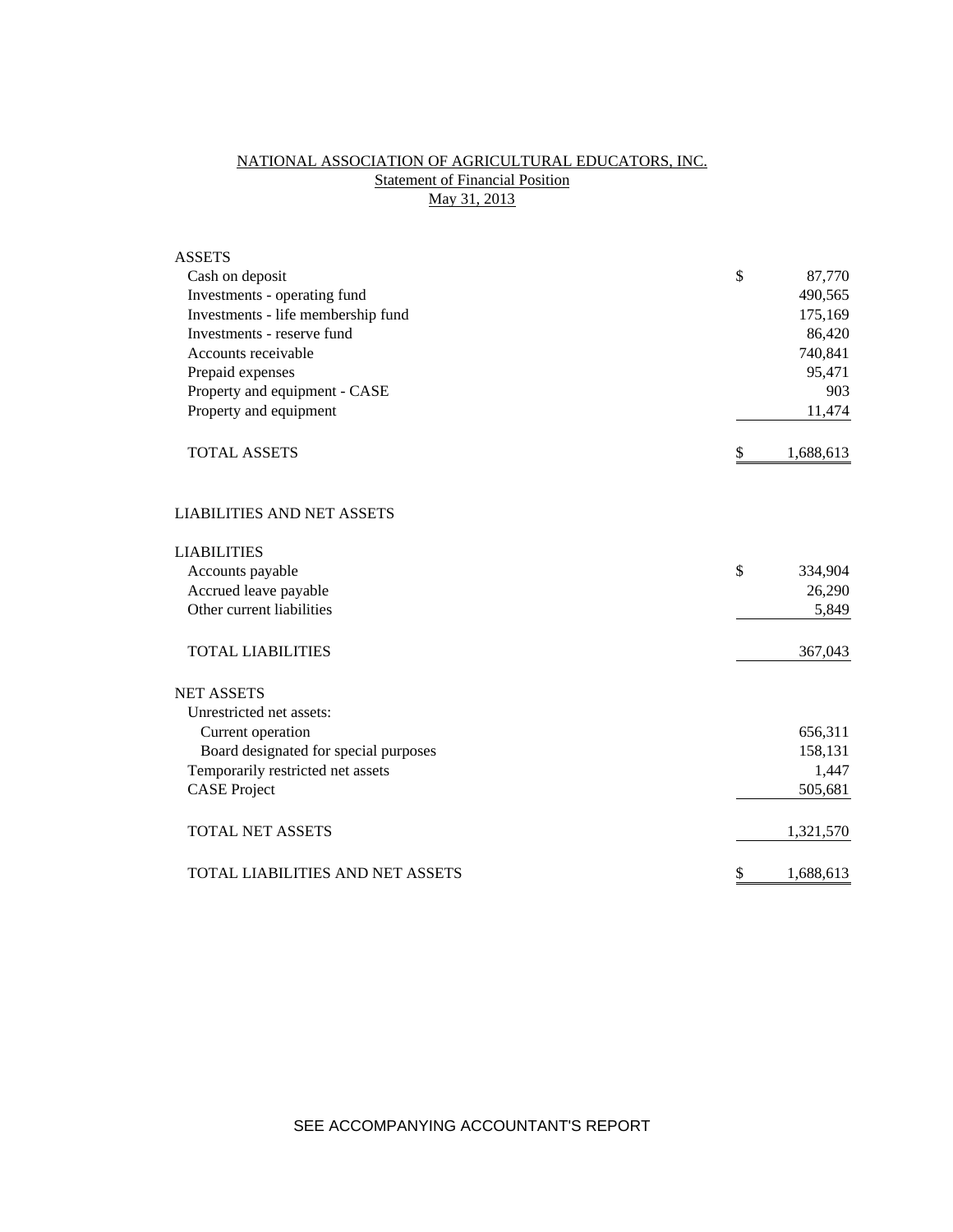# NATIONAL ASSOCIATION OF AGRICULTURAL EDUCATORS, INC.

## Statement of Financial Position

### May 31, 2013

| | | |
|---|---|---|
| **ASSETS** | | |
| Cash on deposit | $ | 87,770 |
| Investments - operating fund | | 490,565 |
| Investments - life membership fund | | 175,169 |
| Investments - reserve fund | | 86,420 |
| Accounts receivable | | 740,841 |
| Prepaid expenses | | 95,471 |
| Property and equipment - CASE | | 903 |
| Property and equipment | | 11,474 |
| TOTAL ASSETS | $ | 1,688,613 |
| | | |
| **LIABILITIES AND NET ASSETS** | | |
| | | |
| **LIABILITIES** | | |
| Accounts payable | $ | 334,904 |
| Accrued leave payable | | 26,290 |
| Other current liabilities | | 5,849 |
| TOTAL LIABILITIES | | 367,043 |
| | | |
| **NET ASSETS** | | |
| Unrestricted net assets: | | |
| Current operation | | 656,311 |
| Board designated for special purposes | | 158,131 |
| Temporarily restricted net assets | | 1,447 |
| CASE Project | | 505,681 |
| TOTAL NET ASSETS | | 1,321,570 |
| | | |
| TOTAL LIABILITIES AND NET ASSETS | $ | 1,688,613 |

SEE ACCOMPANYING ACCOUNTANT'S REPORT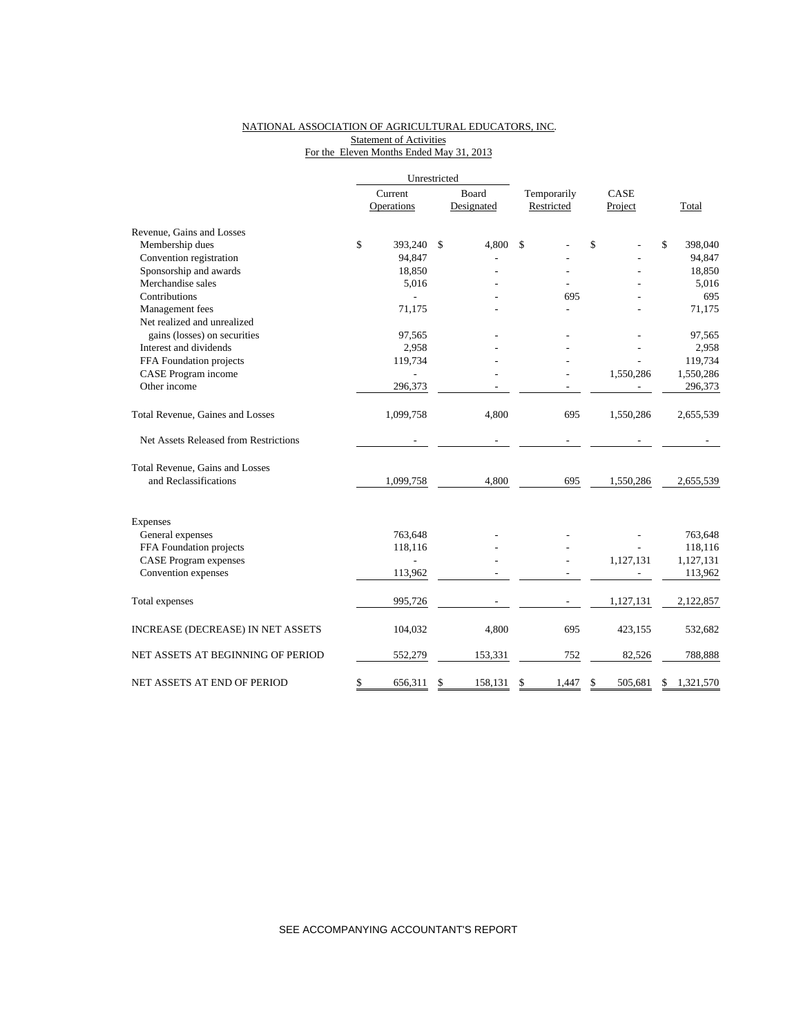NATIONAL ASSOCIATION OF AGRICULTURAL EDUCATORS, INC.

Statement of Activities

For the Eleven Months Ended May 31, 2013

| | Unrestricted | | | | |
|---|---|---|---|---|---|
| | Current Operations | Board Designated | Temporarily Restricted | CASE Project | Total |
| Revenue, Gains and Losses | | | | | |
| Membership dues | $ 393,240 | $ 4,800 | $ - | $ - | $ 398,040 |
| Convention registration | 94,847 | - | - | - | 94,847 |
| Sponsorship and awards | 18,850 | - | - | - | 18,850 |
| Merchandise sales | 5,016 | - | - | - | 5,016 |
| Contributions | - | - | 695 | - | 695 |
| Management fees | 71,175 | - | - | - | 71,175 |
| Net realized and unrealized gains (losses) on securities | 97,565 | - | - | - | 97,565 |
| Interest and dividends | 2,958 | - | - | - | 2,958 |
| FFA Foundation projects | 119,734 | - | - | - | 119,734 |
| CASE Program income | - | - | - | 1,550,286 | 1,550,286 |
| Other income | 296,373 | - | - | - | 296,373 |
| Total Revenue, Gaines and Losses | 1,099,758 | 4,800 | 695 | 1,550,286 | 2,655,539 |
| Net Assets Released from Restrictions | - | - | - | - | - |
| Total Revenue, Gains and Losses and Reclassifications | 1,099,758 | 4,800 | 695 | 1,550,286 | 2,655,539 |
| Expenses | | | | | |
| General expenses | 763,648 | - | - | - | 763,648 |
| FFA Foundation projects | 118,116 | - | - | - | 118,116 |
| CASE Program expenses | - | - | - | 1,127,131 | 1,127,131 |
| Convention expenses | 113,962 | - | - | - | 113,962 |
| Total expenses | 995,726 | - | - | 1,127,131 | 2,122,857 |
| INCREASE (DECREASE) IN NET ASSETS | 104,032 | 4,800 | 695 | 423,155 | 532,682 |
| NET ASSETS AT BEGINNING OF PERIOD | 552,279 | 153,331 | 752 | 82,526 | 788,888 |
| NET ASSETS AT END OF PERIOD | $ 656,311 | $ 158,131 | $ 1,447 | $ 505,681 | $ 1,321,570 |

SEE ACCOMPANYING ACCOUNTANT'S REPORT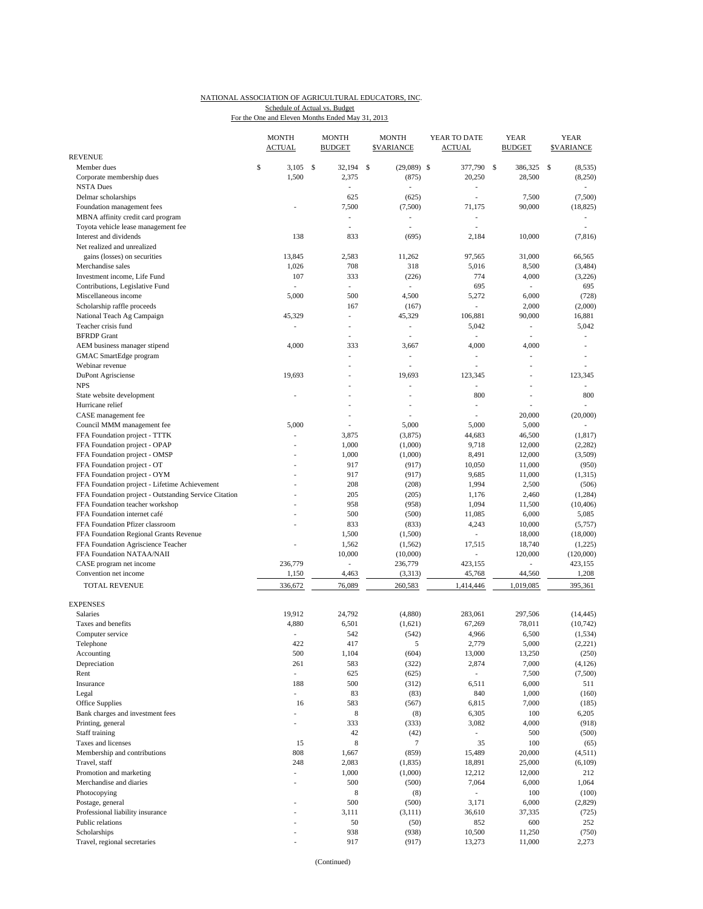NATIONAL ASSOCIATION OF AGRICULTURAL EDUCATORS, INC.

Schedule of Actual vs. Budget

For the One and Eleven Months Ended May 31, 2013

| | MONTH ACTUAL | MONTH BUDGET | MONTH $VARIANCE | YEAR TO DATE ACTUAL | YEAR BUDGET | YEAR $VARIANCE |
|---|---|---|---|---|---|---|
| REVENUE | | | | | | |
| Member dues | $ 3,105 | $ 32,194 | $ (29,089) | $ 377,790 | $ 386,325 | $ (8,535) |
| Corporate membership dues | 1,500 | 2,375 | (875) | 20,250 | 28,500 | (8,250) |
| NSTA Dues | | - | - | - | | - |
| Delmar scholarships | | 625 | (625) | - | 7,500 | (7,500) |
| Foundation management fees | - | 7,500 | (7,500) | 71,175 | 90,000 | (18,825) |
| MBNA affinity credit card program | | - | - | - | | - |
| Toyota vehicle lease management fee | | - | - | - | | - |
| Interest and dividends | 138 | 833 | (695) | 2,184 | 10,000 | (7,816) |
| Net realized and unrealized gains (losses) on securities | 13,845 | 2,583 | 11,262 | 97,565 | 31,000 | 66,565 |
| Merchandise sales | 1,026 | 708 | 318 | 5,016 | 8,500 | (3,484) |
| Investment income, Life Fund | 107 | 333 | (226) | 774 | 4,000 | (3,226) |
| Contributions, Legislative Fund | - | - | - | 695 | - | 695 |
| Miscellaneous income | 5,000 | 500 | 4,500 | 5,272 | 6,000 | (728) |
| Scholarship raffle proceeds | | 167 | (167) | - | 2,000 | (2,000) |
| National Teach Ag Campaign | 45,329 | - | 45,329 | 106,881 | 90,000 | 16,881 |
| Teacher crisis fund | - | - | - | 5,042 | - | 5,042 |
| BFRDP Grant | | - | - | - | - | - |
| AEM business manager stipend | 4,000 | 333 | 3,667 | 4,000 | 4,000 | - |
| GMAC SmartEdge program | | - | - | - | - | - |
| Webinar revenue | | - | - | - | - | - |
| DuPont Agrisciense | 19,693 | - | 19,693 | 123,345 | - | 123,345 |
| NPS | | - | - | - | - | - |
| State website development | - | - | - | 800 | - | 800 |
| Hurricane relief | | - | - | - | - | - |
| CASE management fee | | - | - | - | 20,000 | (20,000) |
| Council MMM management fee | 5,000 | - | 5,000 | 5,000 | 5,000 | - |
| FFA Foundation project - TTTK | - | 3,875 | (3,875) | 44,683 | 46,500 | (1,817) |
| FFA Foundation project - OPAP | - | 1,000 | (1,000) | 9,718 | 12,000 | (2,282) |
| FFA Foundation project - OMSP | - | 1,000 | (1,000) | 8,491 | 12,000 | (3,509) |
| FFA Foundation project - OT | - | 917 | (917) | 10,050 | 11,000 | (950) |
| FFA Foundation project - OYM | - | 917 | (917) | 9,685 | 11,000 | (1,315) |
| FFA Foundation project - Lifetime Achievement | - | 208 | (208) | 1,994 | 2,500 | (506) |
| FFA Foundation project - Outstanding Service Citation | - | 205 | (205) | 1,176 | 2,460 | (1,284) |
| FFA Foundation teacher workshop | - | 958 | (958) | 1,094 | 11,500 | (10,406) |
| FFA Foundation internet café | - | 500 | (500) | 11,085 | 6,000 | 5,085 |
| FFA Foundation Pfizer classroom | - | 833 | (833) | 4,243 | 10,000 | (5,757) |
| FFA Foundation Regional Grants Revenue | | 1,500 | (1,500) | - | 18,000 | (18,000) |
| FFA Foundation Agriscience Teacher | - | 1,562 | (1,562) | 17,515 | 18,740 | (1,225) |
| FFA Foundation NATAA/NAII | | 10,000 | (10,000) | - | 120,000 | (120,000) |
| CASE program net income | 236,779 | - | 236,779 | 423,155 | - | 423,155 |
| Convention net income | 1,150 | 4,463 | (3,313) | 45,768 | 44,560 | 1,208 |
| TOTAL REVENUE | 336,672 | 76,089 | 260,583 | 1,414,446 | 1,019,085 | 395,361 |
| | | | | | | |
| EXPENSES | | | | | | |
| Salaries | 19,912 | 24,792 | (4,880) | 283,061 | 297,506 | (14,445) |
| Taxes and benefits | 4,880 | 6,501 | (1,621) | 67,269 | 78,011 | (10,742) |
| Computer service | - | 542 | (542) | 4,966 | 6,500 | (1,534) |
| Telephone | 422 | 417 | 5 | 2,779 | 5,000 | (2,221) |
| Accounting | 500 | 1,104 | (604) | 13,000 | 13,250 | (250) |
| Depreciation | 261 | 583 | (322) | 2,874 | 7,000 | (4,126) |
| Rent | - | 625 | (625) | - | 7,500 | (7,500) |
| Insurance | 188 | 500 | (312) | 6,511 | 6,000 | 511 |
| Legal | - | 83 | (83) | 840 | 1,000 | (160) |
| Office Supplies | 16 | 583 | (567) | 6,815 | 7,000 | (185) |
| Bank charges and investment fees | - | 8 | (8) | 6,305 | 100 | 6,205 |
| Printing, general | - | 333 | (333) | 3,082 | 4,000 | (918) |
| Staff training | | 42 | (42) | - | 500 | (500) |
| Taxes and licenses | 15 | 8 | 7 | 35 | 100 | (65) |
| Membership and contributions | 808 | 1,667 | (859) | 15,489 | 20,000 | (4,511) |
| Travel, staff | 248 | 2,083 | (1,835) | 18,891 | 25,000 | (6,109) |
| Promotion and marketing | - | 1,000 | (1,000) | 12,212 | 12,000 | 212 |
| Merchandise and diaries | - | 500 | (500) | 7,064 | 6,000 | 1,064 |
| Photocopying | | 8 | (8) | - | 100 | (100) |
| Postage, general | - | 500 | (500) | 3,171 | 6,000 | (2,829) |
| Professional liability insurance | - | 3,111 | (3,111) | 36,610 | 37,335 | (725) |
| Public relations | - | 50 | (50) | 852 | 600 | 252 |
| Scholarships | - | 938 | (938) | 10,500 | 11,250 | (750) |
| Travel, regional secretaries | - | 917 | (917) | 13,273 | 11,000 | 2,273 |

(Continued)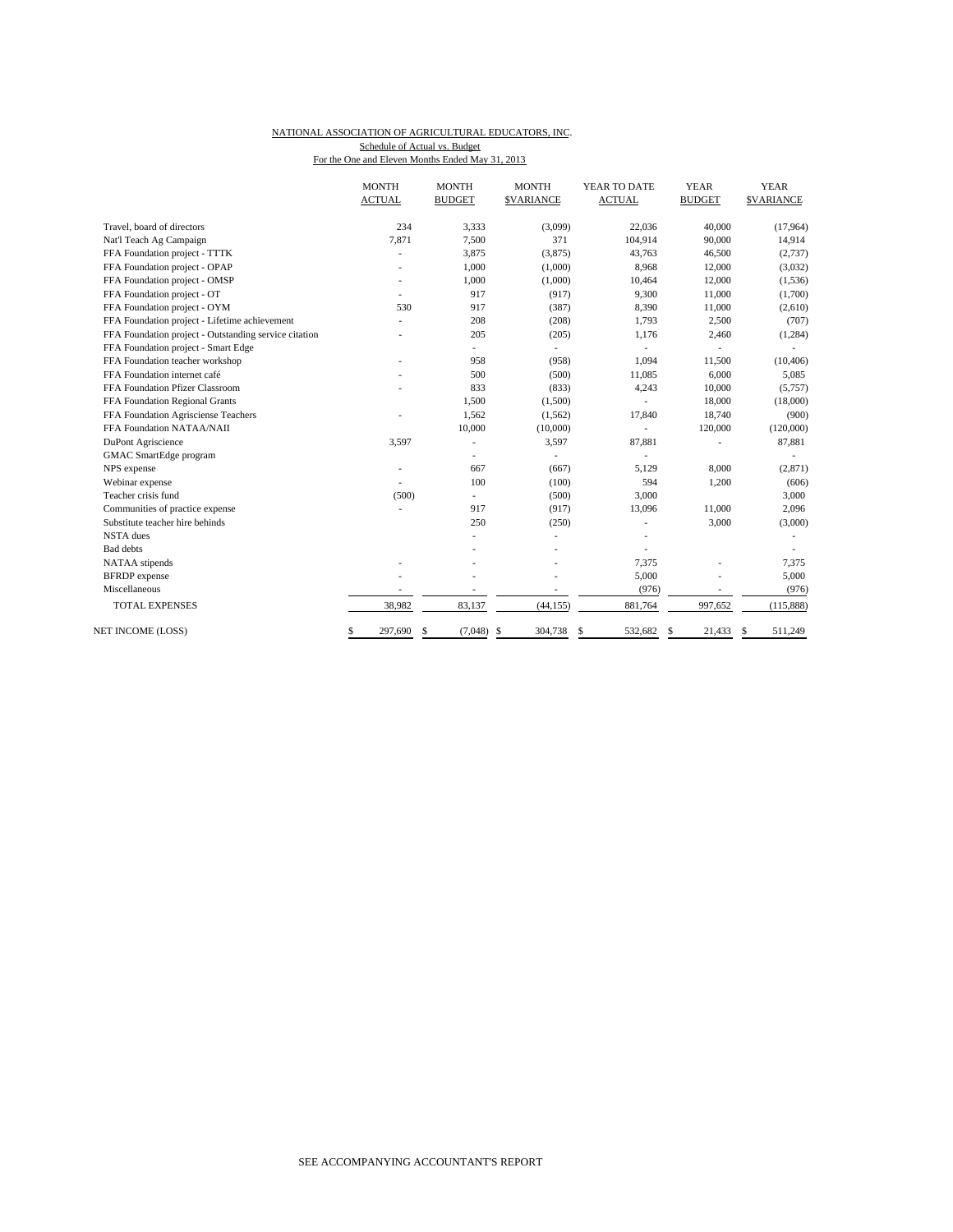NATIONAL ASSOCIATION OF AGRICULTURAL EDUCATORS, INC.

Schedule of Actual vs. Budget

For the One and Eleven Months Ended May 31, 2013

| | MONTH ACTUAL | MONTH BUDGET | MONTH $VARIANCE | YEAR TO DATE ACTUAL | YEAR BUDGET | YEAR $VARIANCE |
|---|---|---|---|---|---|---|
| Travel, board of directors | 234 | 3,333 | (3,099) | 22,036 | 40,000 | (17,964) |
| Nat'l Teach Ag Campaign | 7,871 | 7,500 | 371 | 104,914 | 90,000 | 14,914 |
| FFA Foundation project - TTTK | - | 3,875 | (3,875) | 43,763 | 46,500 | (2,737) |
| FFA Foundation project - OPAP | - | 1,000 | (1,000) | 8,968 | 12,000 | (3,032) |
| FFA Foundation project - OMSP | - | 1,000 | (1,000) | 10,464 | 12,000 | (1,536) |
| FFA Foundation project - OT | - | 917 | (917) | 9,300 | 11,000 | (1,700) |
| FFA Foundation project - OYM | 530 | 917 | (387) | 8,390 | 11,000 | (2,610) |
| FFA Foundation project - Lifetime achievement | - | 208 | (208) | 1,793 | 2,500 | (707) |
| FFA Foundation project - Outstanding service citation | - | 205 | (205) | 1,176 | 2,460 | (1,284) |
| FFA Foundation project - Smart Edge | | - | - | - | - | - |
| FFA Foundation teacher workshop | - | 958 | (958) | 1,094 | 11,500 | (10,406) |
| FFA Foundation internet café | - | 500 | (500) | 11,085 | 6,000 | 5,085 |
| FFA Foundation Pfizer Classroom | - | 833 | (833) | 4,243 | 10,000 | (5,757) |
| FFA Foundation Regional Grants | | 1,500 | (1,500) | - | 18,000 | (18,000) |
| FFA Foundation Agrisciense Teachers | - | 1,562 | (1,562) | 17,840 | 18,740 | (900) |
| FFA Foundation NATAA/NAII | | 10,000 | (10,000) | - | 120,000 | (120,000) |
| DuPont Agriscience | 3,597 | - | 3,597 | 87,881 | - | 87,881 |
| GMAC SmartEdge program | | - | - | - | | - |
| NPS expense | - | 667 | (667) | 5,129 | 8,000 | (2,871) |
| Webinar expense | - | 100 | (100) | 594 | 1,200 | (606) |
| Teacher crisis fund | (500) | - | (500) | 3,000 | | 3,000 |
| Communities of practice expense | - | 917 | (917) | 13,096 | 11,000 | 2,096 |
| Substitute teacher hire behinds | | 250 | (250) | - | 3,000 | (3,000) |
| NSTA dues | | - | - | - | | - |
| Bad debts | | - | - | - | | - |
| NATAA stipends | - | - | - | 7,375 | - | 7,375 |
| BFRDP expense | - | - | - | 5,000 | - | 5,000 |
| Miscellaneous | - | - | - | (976) | - | (976) |
| TOTAL EXPENSES | 38,982 | 83,137 | (44,155) | 881,764 | 997,652 | (115,888) |
| NET INCOME (LOSS) | $ 297,690 | $ (7,048) | $ 304,738 | $ 532,682 | $ 21,433 | $ 511,249 |

SEE ACCOMPANYING ACCOUNTANT'S REPORT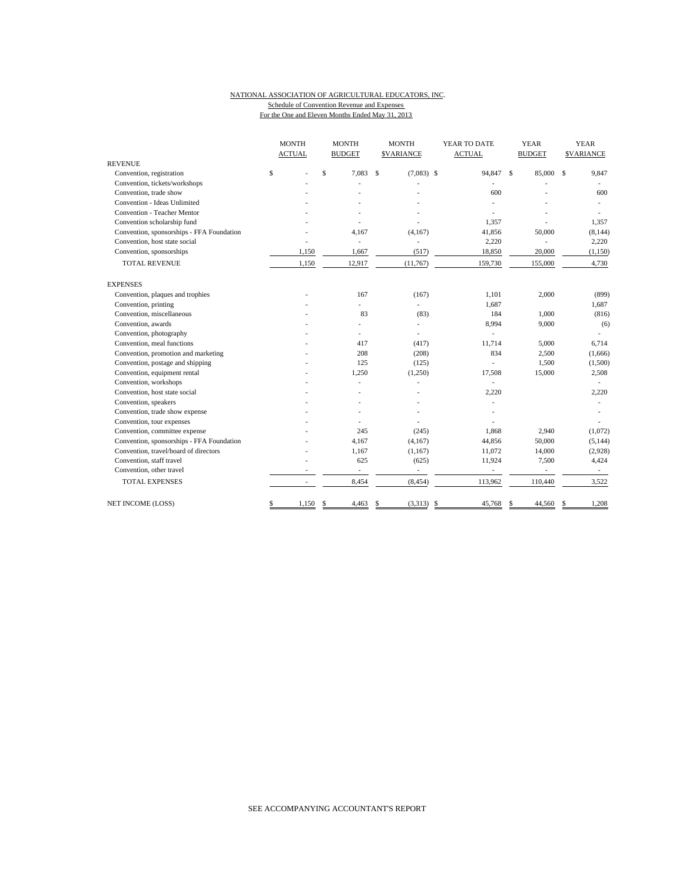NATIONAL ASSOCIATION OF AGRICULTURAL EDUCATORS, INC.

Schedule of Convention Revenue and Expenses

For the One and Eleven Months Ended May 31, 2013

| | MONTH ACTUAL | MONTH BUDGET | MONTH $VARIANCE | YEAR TO DATE ACTUAL | YEAR BUDGET | YEAR $VARIANCE |
|---|---|---|---|---|---|---|
| REVENUE | | | | | | |
| Convention, registration | $ - | $ 7,083 | $ (7,083) | $ 94,847 | $ 85,000 | $ 9,847 |
| Convention, tickets/workshops | - | - | - | - | - | - |
| Convention, trade show | - | - | - | 600 | - | 600 |
| Convention - Ideas Unlimited | - | - | - | - | - | - |
| Convention - Teacher Mentor | - | - | - | - | - | - |
| Convention scholarship fund | - | - | - | 1,357 | - | 1,357 |
| Convention, sponsorships - FFA Foundation | - | 4,167 | (4,167) | 41,856 | 50,000 | (8,144) |
| Convention, host state social | - | - | - | 2,220 | - | 2,220 |
| Convention, sponsorships | 1,150 | 1,667 | (517) | 18,850 | 20,000 | (1,150) |
| TOTAL REVENUE | 1,150 | 12,917 | (11,767) | 159,730 | 155,000 | 4,730 |
| EXPENSES | | | | | | |
| Convention, plaques and trophies | - | 167 | (167) | 1,101 | 2,000 | (899) |
| Convention, printing | - | - | - | 1,687 | | 1,687 |
| Convention, miscellaneous | - | 83 | (83) | 184 | 1,000 | (816) |
| Convention, awards | - | - | - | 8,994 | 9,000 | (6) |
| Convention, photography | - | - | - | - | | - |
| Convention, meal functions | - | 417 | (417) | 11,714 | 5,000 | 6,714 |
| Convention, promotion and marketing | - | 208 | (208) | 834 | 2,500 | (1,666) |
| Convention, postage and shipping | - | 125 | (125) | - | 1,500 | (1,500) |
| Convention, equipment rental | - | 1,250 | (1,250) | 17,508 | 15,000 | 2,508 |
| Convention, workshops | - | - | - | - | | - |
| Convention, host state social | - | - | - | 2,220 | | 2,220 |
| Convention, speakers | - | - | - | - | | - |
| Convention, trade show expense | - | - | - | - | | - |
| Convention, tour expenses | - | - | - | - | | - |
| Convention, committee expense | - | 245 | (245) | 1,868 | 2,940 | (1,072) |
| Convention, sponsorships - FFA Foundation | - | 4,167 | (4,167) | 44,856 | 50,000 | (5,144) |
| Convention, travel/board of directors | - | 1,167 | (1,167) | 11,072 | 14,000 | (2,928) |
| Convention, staff travel | - | 625 | (625) | 11,924 | 7,500 | 4,424 |
| Convention, other travel | - | - | - | - | - | - |
| TOTAL EXPENSES | - | 8,454 | (8,454) | 113,962 | 110,440 | 3,522 |
| NET INCOME (LOSS) | $ 1,150 | $ 4,463 | $ (3,313) | $ 45,768 | $ 44,560 | $ 1,208 |

SEE ACCOMPANYING ACCOUNTANT'S REPORT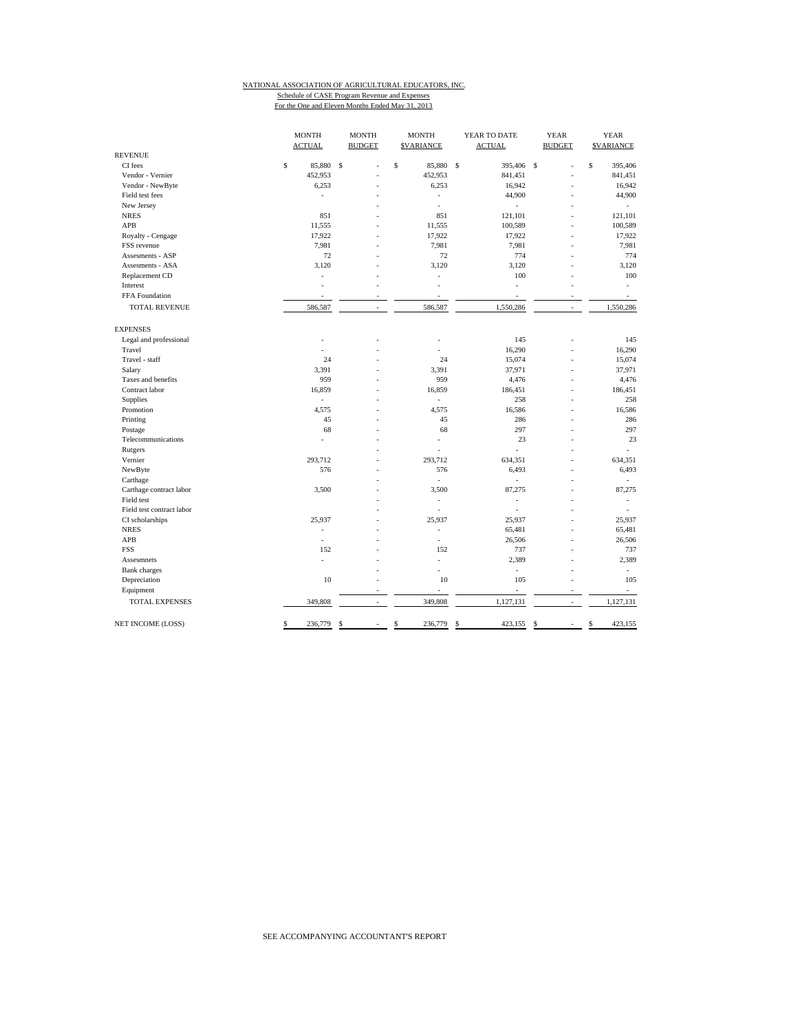NATIONAL ASSOCIATION OF AGRICULTURAL EDUCATORS, INC.

Schedule of CASE Program Revenue and Expenses

For the One and Eleven Months Ended May 31, 2013

| | MONTH ACTUAL | MONTH BUDGET | MONTH $VARIANCE | YEAR TO DATE ACTUAL | YEAR BUDGET | YEAR $VARIANCE |
|---|---|---|---|---|---|---|
| REVENUE | | | | | | |
| CI fees | $ 85,880 | $ - | $ 85,880 | $ 395,406 | $ - | $ 395,406 |
| Vendor - Vernier | 452,953 | - | 452,953 | 841,451 | - | 841,451 |
| Vendor - NewByte | 6,253 | - | 6,253 | 16,942 | - | 16,942 |
| Field test fees | - | - | - | 44,900 | - | 44,900 |
| New Jersey | | - | - | - | - | - |
| NRES | 851 | - | 851 | 121,101 | - | 121,101 |
| APB | 11,555 | - | 11,555 | 100,589 | - | 100,589 |
| Royalty - Cengage | 17,922 | - | 17,922 | 17,922 | - | 17,922 |
| FSS revenue | 7,981 | - | 7,981 | 7,981 | - | 7,981 |
| Assesments - ASP | 72 | - | 72 | 774 | - | 774 |
| Assesments - ASA | 3,120 | - | 3,120 | 3,120 | - | 3,120 |
| Replacement CD | - | - | - | 100 | - | 100 |
| Interest | - | - | - | - | - | - |
| FFA Foundation | - | - | - | - | - | - |
| TOTAL REVENUE | 586,587 | - | 586,587 | 1,550,286 | - | 1,550,286 |
| EXPENSES | | | | | | |
| Legal and professional | - | - | - | 145 | - | 145 |
| Travel | - | - | - | 16,290 | - | 16,290 |
| Travel - staff | 24 | - | 24 | 15,074 | - | 15,074 |
| Salary | 3,391 | - | 3,391 | 37,971 | - | 37,971 |
| Taxes and benefits | 959 | - | 959 | 4,476 | - | 4,476 |
| Contract labor | 16,859 | - | 16,859 | 186,451 | - | 186,451 |
| Supplies | - | - | - | 258 | - | 258 |
| Promotion | 4,575 | - | 4,575 | 16,586 | - | 16,586 |
| Printing | 45 | - | 45 | 286 | - | 286 |
| Postage | 68 | - | 68 | 297 | - | 297 |
| Telecommunications | - | - | - | 23 | - | 23 |
| Rutgers | | - | - | - | - | - |
| Vernier | 293,712 | - | 293,712 | 634,351 | - | 634,351 |
| NewByte | 576 | - | 576 | 6,493 | - | 6,493 |
| Carthage | | - | - | - | - | - |
| Carthage contract labor | 3,500 | - | 3,500 | 87,275 | - | 87,275 |
| Field test | | - | - | - | - | - |
| Field test contract labor | | - | - | - | - | - |
| CI scholarships | 25,937 | - | 25,937 | 25,937 | - | 25,937 |
| NRES | - | - | - | 65,481 | - | 65,481 |
| APB | - | - | - | 26,506 | - | 26,506 |
| FSS | 152 | - | 152 | 737 | - | 737 |
| Assesmnets | - | - | - | 2,389 | - | 2,389 |
| Bank charges | | - | - | - | - | - |
| Depreciation | 10 | - | 10 | 105 | - | 105 |
| Equipment | | - | - | - | - | - |
| TOTAL EXPENSES | 349,808 | - | 349,808 | 1,127,131 | - | 1,127,131 |
| NET INCOME (LOSS) | $ 236,779 | $ - | $ 236,779 | $ 423,155 | $ - | $ 423,155 |

SEE ACCOMPANYING ACCOUNTANT'S REPORT